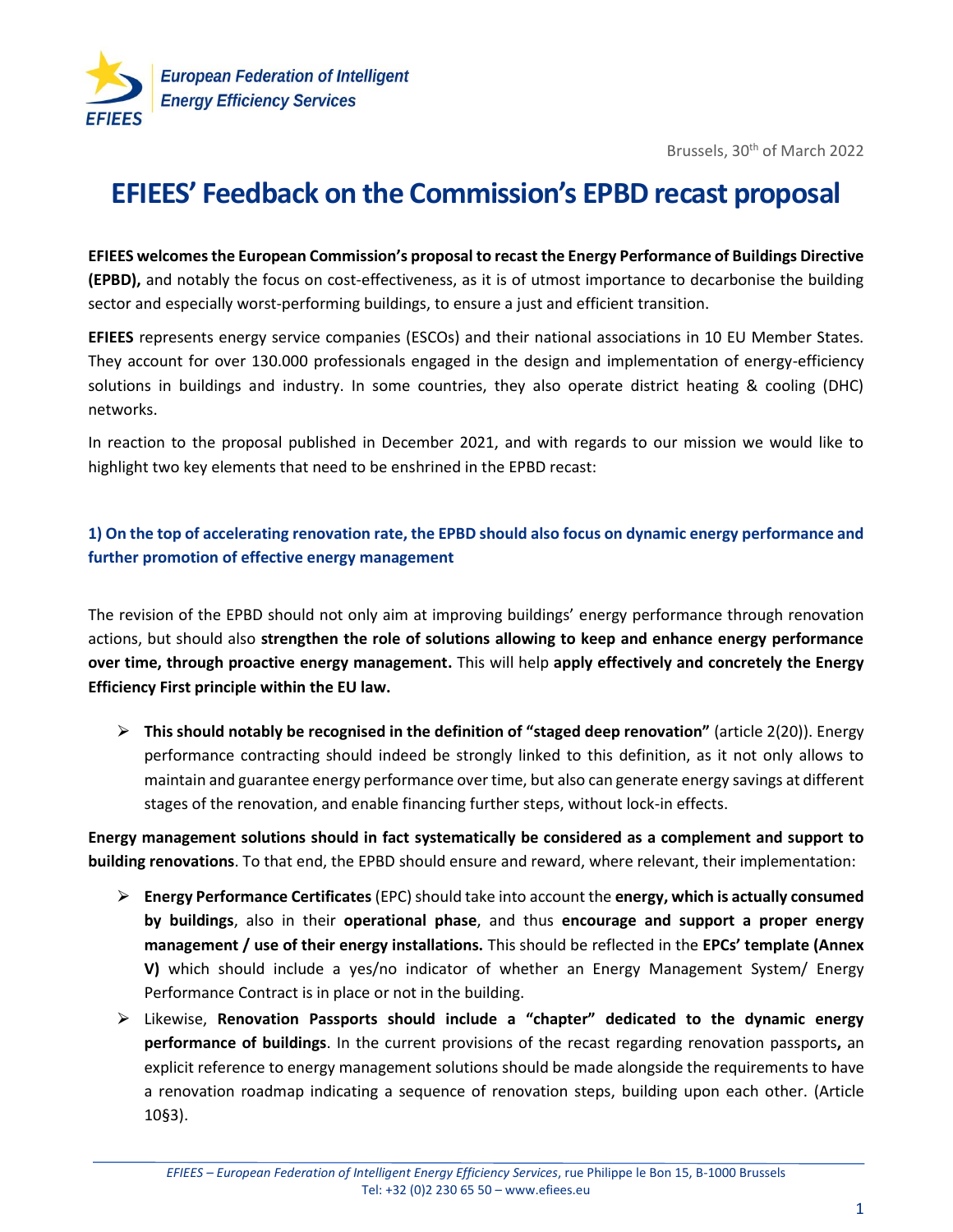European Federation of Intelligent Energy Efficiency Services

Brussels, 30th of March 2022

# EFIEES' Feedback on the Commission's EPBD recast proposal

**EFIEES welcomes the European Commission's proposal to recast the Energy Performance of Buildings Directive (EPBD),** and notably the focus on cost-effectiveness, as it is of utmost importance to decarbonise the building sector and especially worst-performing buildings, to ensure a just and efficient transition.

**EFIEES** represents energy service companies (ESCOs) and their national associations in 10 EU Member States. They account for over 130.000 professionals engaged in the design and implementation of energy-efficiency solutions in buildings and industry. In some countries, they also operate district heating & cooling (DHC) networks.

In reaction to the proposal published in December 2021, and with regards to our mission we would like to highlight two key elements that need to be enshrined in the EPBD recast:

### 1) On the top of accelerating renovation rate, the EPBD should also focus on dynamic energy performance and further promotion of effective energy management

The revision of the EPBD should not only aim at improving buildings' energy performance through renovation actions, but should also **strengthen the role of solutions allowing to keep and enhance energy performance over time, through proactive energy management.** This will help **apply effectively and concretely the Energy Efficiency First principle within the EU law.**

- **This should notably be recognised in the definition of "staged deep renovation"** (article 2(20)). Energy performance contracting should indeed be strongly linked to this definition, as it not only allows to maintain and guarantee energy performance over time, but also can generate energy savings at different stages of the renovation, and enable financing further steps, without lock-in effects.

**Energy management solutions should in fact systematically be considered as a complement and support to building renovations**. To that end, the EPBD should ensure and reward, where relevant, their implementation:

- **Energy Performance Certificates** (EPC) should take into account the **energy, which is actually consumed by buildings**, also in their **operational phase**, and thus **encourage and support a proper energy management / use of their energy installations.** This should be reflected in the **EPCs' template (Annex V)** which should include a yes/no indicator of whether an Energy Management System/ Energy Performance Contract is in place or not in the building.
- Likewise, **Renovation Passports should include a "chapter" dedicated to the dynamic energy performance of buildings**. In the current provisions of the recast regarding renovation passports**,** an explicit reference to energy management solutions should be made alongside the requirements to have a renovation roadmap indicating a sequence of renovation steps, building upon each other. (Article 10§3).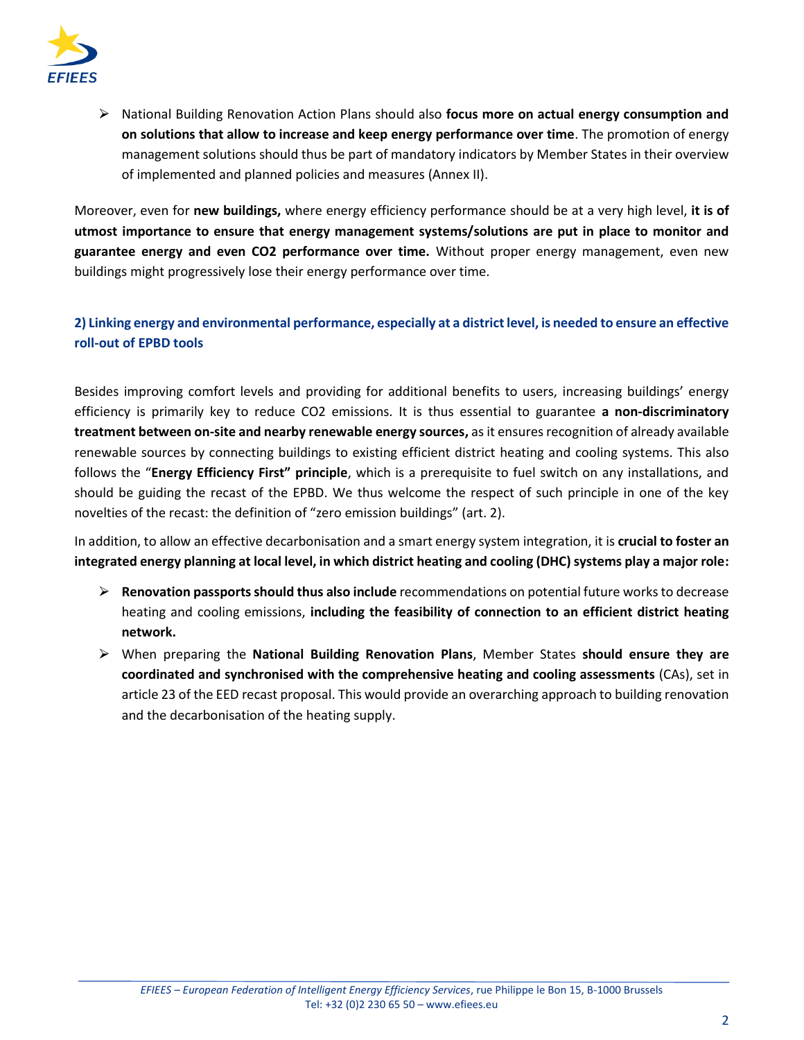- National Building Renovation Action Plans should also **focus more on actual energy consumption and on solutions that allow to increase and keep energy performance over time**. The promotion of energy management solutions should thus be part of mandatory indicators by Member States in their overview of implemented and planned policies and measures (Annex II).

Moreover, even for **new buildings,** where energy efficiency performance should be at a very high level, **it is of utmost importance to ensure that energy management systems/solutions are put in place to monitor and guarantee energy and even CO2 performance over time.** Without proper energy management, even new buildings might progressively lose their energy performance over time.

### 2) Linking energy and environmental performance, especially at a district level, is needed to ensure an effective roll-out of EPBD tools

Besides improving comfort levels and providing for additional benefits to users, increasing buildings' energy efficiency is primarily key to reduce CO2 emissions. It is thus essential to guarantee **a non-discriminatory treatment between on-site and nearby renewable energy sources,** as it ensures recognition of already available renewable sources by connecting buildings to existing efficient district heating and cooling systems. This also follows the "**Energy Efficiency First" principle**, which is a prerequisite to fuel switch on any installations, and should be guiding the recast of the EPBD. We thus welcome the respect of such principle in one of the key novelties of the recast: the definition of "zero emission buildings" (art. 2).

In addition, to allow an effective decarbonisation and a smart energy system integration, it is **crucial to foster an integrated energy planning at local level, in which district heating and cooling (DHC) systems play a major role:**

- **Renovation passports should thus also include** recommendations on potential future works to decrease heating and cooling emissions, **including the feasibility of connection to an efficient district heating network.**
- When preparing the **National Building Renovation Plans**, Member States **should ensure they are coordinated and synchronised with the comprehensive heating and cooling assessments** (CAs), set in article 23 of the EED recast proposal. This would provide an overarching approach to building renovation and the decarbonisation of the heating supply.